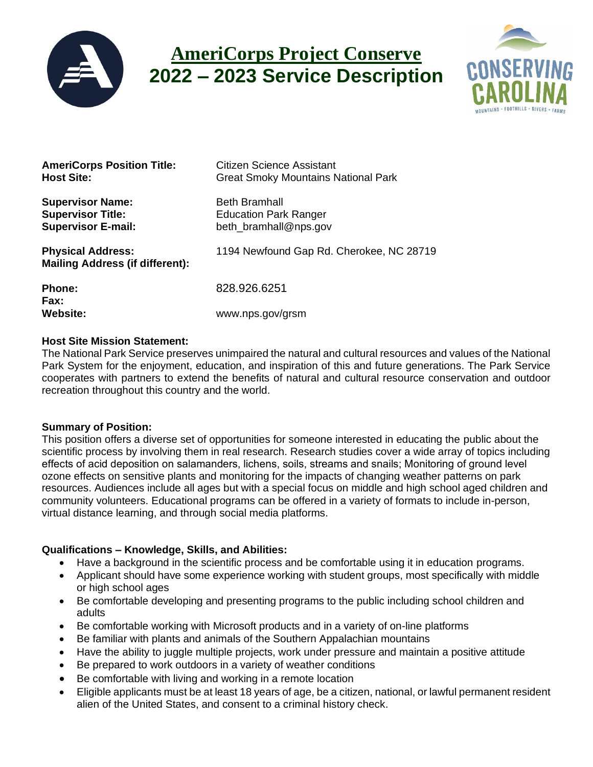# AmeriCorps Project Conserve
# 2022 – 2023 Service Description

**AmeriCorps Position Title:** Citizen Science Assistant
**Host Site:** Great Smoky Mountains National Park

**Supervisor Name:** Beth Bramhall
**Supervisor Title:** Education Park Ranger
**Supervisor E-mail:** beth_bramhall@nps.gov

**Physical Address:** 1194 Newfound Gap Rd. Cherokee, NC 28719
**Mailing Address (if different):**

**Phone:** 828.926.6251
**Fax:**
**Website:** www.nps.gov/grsm

**Host Site Mission Statement:**
The National Park Service preserves unimpaired the natural and cultural resources and values of the National Park System for the enjoyment, education, and inspiration of this and future generations. The Park Service cooperates with partners to extend the benefits of natural and cultural resource conservation and outdoor recreation throughout this country and the world.

**Summary of Position:**
This position offers a diverse set of opportunities for someone interested in educating the public about the scientific process by involving them in real research. Research studies cover a wide array of topics including effects of acid deposition on salamanders, lichens, soils, streams and snails; Monitoring of ground level ozone effects on sensitive plants and monitoring for the impacts of changing weather patterns on park resources. Audiences include all ages but with a special focus on middle and high school aged children and community volunteers. Educational programs can be offered in a variety of formats to include in-person, virtual distance learning, and through social media platforms.

**Qualifications – Knowledge, Skills, and Abilities:**

- Have a background in the scientific process and be comfortable using it in education programs.
- Applicant should have some experience working with student groups, most specifically with middle or high school ages
- Be comfortable developing and presenting programs to the public including school children and adults
- Be comfortable working with Microsoft products and in a variety of on-line platforms
- Be familiar with plants and animals of the Southern Appalachian mountains
- Have the ability to juggle multiple projects, work under pressure and maintain a positive attitude
- Be prepared to work outdoors in a variety of weather conditions
- Be comfortable with living and working in a remote location
- Eligible applicants must be at least 18 years of age, be a citizen, national, or lawful permanent resident alien of the United States, and consent to a criminal history check.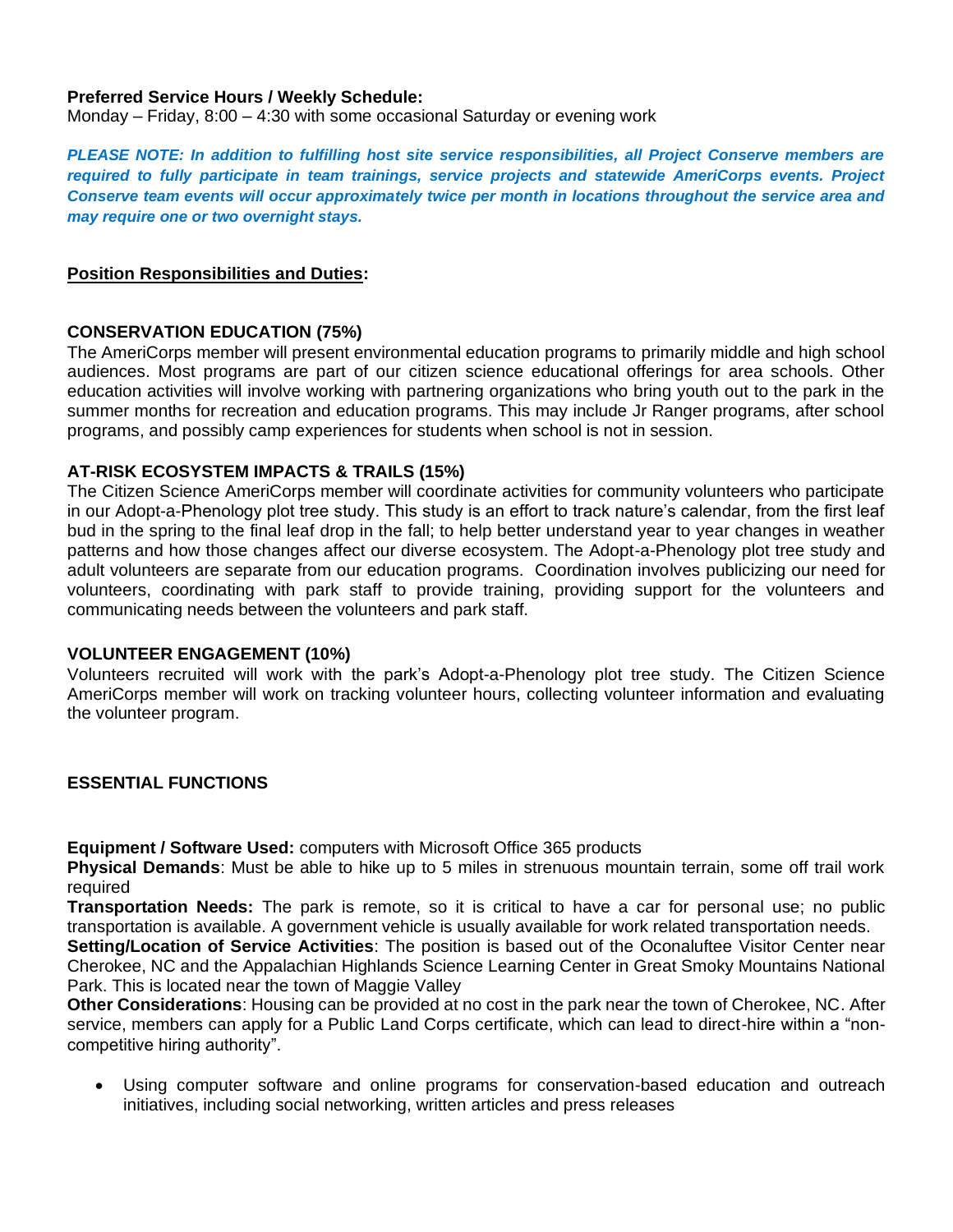**Preferred Service Hours / Weekly Schedule:**
Monday – Friday, 8:00 – 4:30 with some occasional Saturday or evening work

***PLEASE NOTE: In addition to fulfilling host site service responsibilities, all Project Conserve members are required to fully participate in team trainings, service projects and statewide AmeriCorps events. Project Conserve team events will occur approximately twice per month in locations throughout the service area and may require one or two overnight stays.***

**Position Responsibilities and Duties:**

**CONSERVATION EDUCATION (75%)**
The AmeriCorps member will present environmental education programs to primarily middle and high school audiences. Most programs are part of our citizen science educational offerings for area schools. Other education activities will involve working with partnering organizations who bring youth out to the park in the summer months for recreation and education programs. This may include Jr Ranger programs, after school programs, and possibly camp experiences for students when school is not in session.

**AT-RISK ECOSYSTEM IMPACTS & TRAILS (15%)**
The Citizen Science AmeriCorps member will coordinate activities for community volunteers who participate in our Adopt-a-Phenology plot tree study. This study is an effort to track nature's calendar, from the first leaf bud in the spring to the final leaf drop in the fall; to help better understand year to year changes in weather patterns and how those changes affect our diverse ecosystem. The Adopt-a-Phenology plot tree study and adult volunteers are separate from our education programs. Coordination involves publicizing our need for volunteers, coordinating with park staff to provide training, providing support for the volunteers and communicating needs between the volunteers and park staff.

**VOLUNTEER ENGAGEMENT (10%)**
Volunteers recruited will work with the park's Adopt-a-Phenology plot tree study. The Citizen Science AmeriCorps member will work on tracking volunteer hours, collecting volunteer information and evaluating the volunteer program.

**ESSENTIAL FUNCTIONS**

**Equipment / Software Used:** computers with Microsoft Office 365 products
**Physical Demands**: Must be able to hike up to 5 miles in strenuous mountain terrain, some off trail work required
**Transportation Needs:** The park is remote, so it is critical to have a car for personal use; no public transportation is available. A government vehicle is usually available for work related transportation needs.
**Setting/Location of Service Activities**: The position is based out of the Oconaluftee Visitor Center near Cherokee, NC and the Appalachian Highlands Science Learning Center in Great Smoky Mountains National Park. This is located near the town of Maggie Valley
**Other Considerations**: Housing can be provided at no cost in the park near the town of Cherokee, NC. After service, members can apply for a Public Land Corps certificate, which can lead to direct-hire within a "non-competitive hiring authority".

- Using computer software and online programs for conservation-based education and outreach initiatives, including social networking, written articles and press releases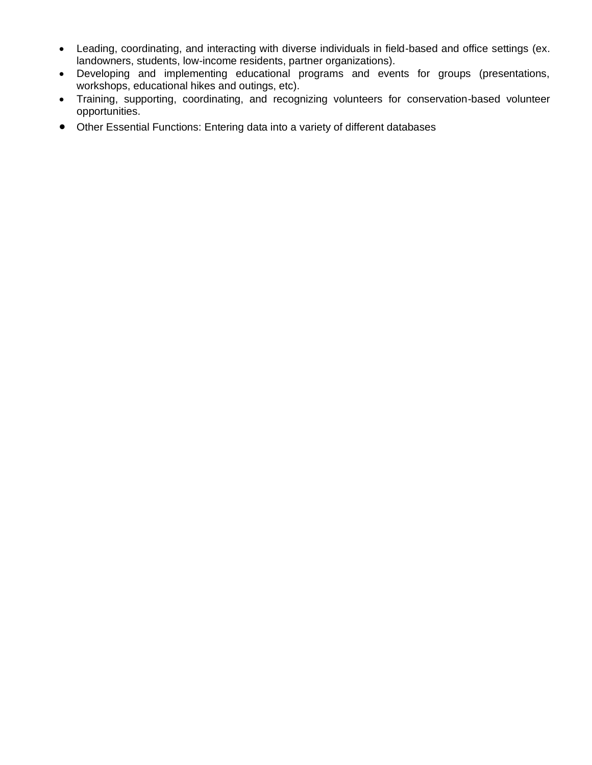- Leading, coordinating, and interacting with diverse individuals in field-based and office settings (ex. landowners, students, low-income residents, partner organizations).
- Developing and implementing educational programs and events for groups (presentations, workshops, educational hikes and outings, etc).
- Training, supporting, coordinating, and recognizing volunteers for conservation-based volunteer opportunities.
- Other Essential Functions: Entering data into a variety of different databases